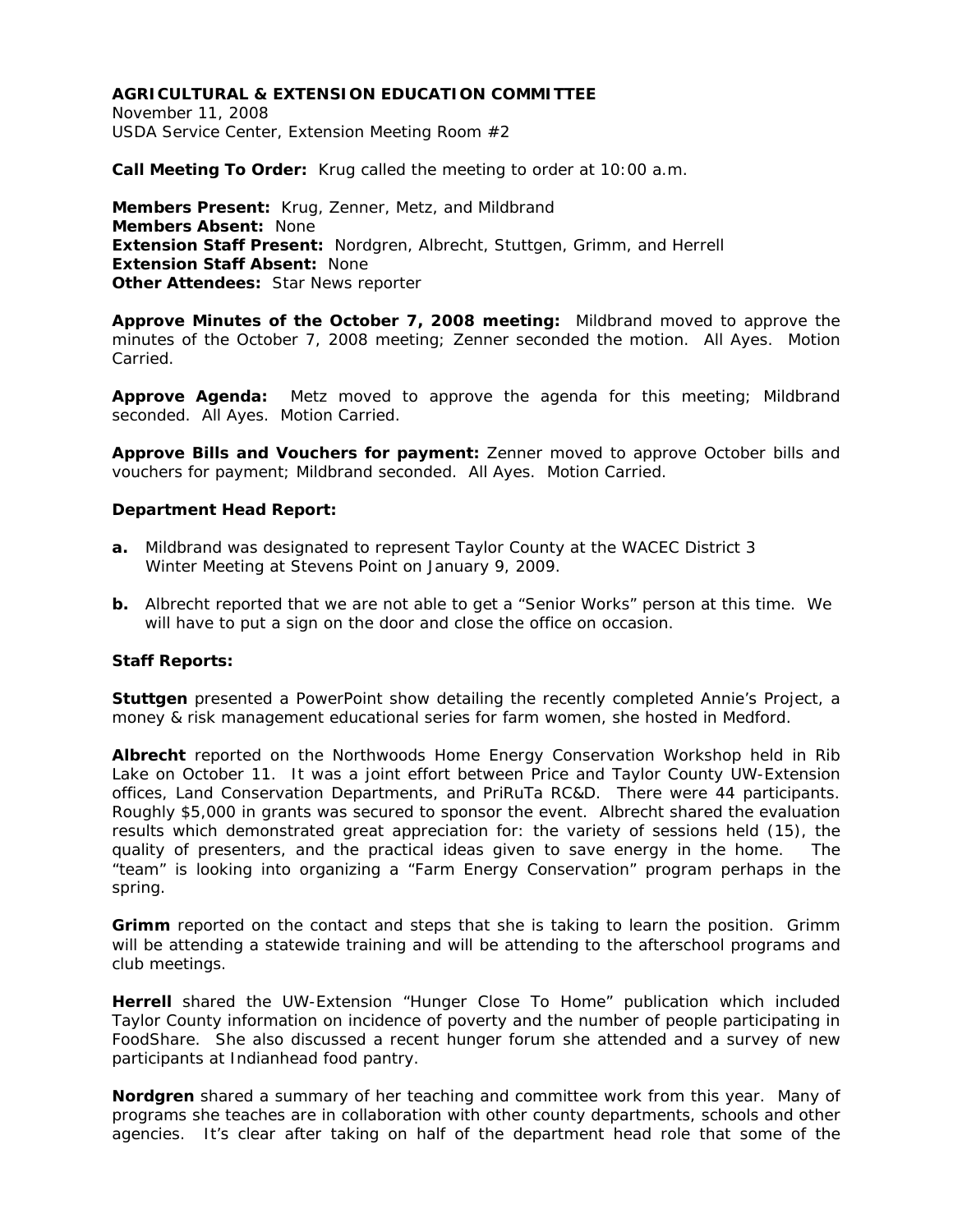**AGRICULTURAL & EXTENSION EDUCATION COMMITTEE**
November 11, 2008
USDA Service Center, Extension Meeting Room #2

**Call Meeting To Order:** Krug called the meeting to order at 10:00 a.m.

**Members Present:** Krug, Zenner, Metz, and Mildbrand
**Members Absent:** None
**Extension Staff Present:** Nordgren, Albrecht, Stuttgen, Grimm, and Herrell
**Extension Staff Absent:** None
**Other Attendees:** Star News reporter

**Approve Minutes of the October 7, 2008 meeting:** Mildbrand moved to approve the minutes of the October 7, 2008 meeting; Zenner seconded the motion. All Ayes. Motion Carried.

**Approve Agenda:** Metz moved to approve the agenda for this meeting; Mildbrand seconded. All Ayes. Motion Carried.

**Approve Bills and Vouchers for payment:** Zenner moved to approve October bills and vouchers for payment; Mildbrand seconded. All Ayes. Motion Carried.

**Department Head Report:**

**a.** Mildbrand was designated to represent Taylor County at the WACEC District 3 Winter Meeting at Stevens Point on January 9, 2009.

**b.** Albrecht reported that we are not able to get a "Senior Works" person at this time. We will have to put a sign on the door and close the office on occasion.

**Staff Reports:**

**Stuttgen** presented a PowerPoint show detailing the recently completed Annie's Project, a money & risk management educational series for farm women, she hosted in Medford.

**Albrecht** reported on the Northwoods Home Energy Conservation Workshop held in Rib Lake on October 11. It was a joint effort between Price and Taylor County UW-Extension offices, Land Conservation Departments, and PriRuTa RC&D. There were 44 participants. Roughly $5,000 in grants was secured to sponsor the event. Albrecht shared the evaluation results which demonstrated great appreciation for: the variety of sessions held (15), the quality of presenters, and the practical ideas given to save energy in the home. The "team" is looking into organizing a "Farm Energy Conservation" program perhaps in the spring.

**Grimm** reported on the contact and steps that she is taking to learn the position. Grimm will be attending a statewide training and will be attending to the afterschool programs and club meetings.

**Herrell** shared the UW-Extension "Hunger Close To Home" publication which included Taylor County information on incidence of poverty and the number of people participating in FoodShare. She also discussed a recent hunger forum she attended and a survey of new participants at Indianhead food pantry.

**Nordgren** shared a summary of her teaching and committee work from this year. Many of programs she teaches are in collaboration with other county departments, schools and other agencies. It's clear after taking on half of the department head role that some of the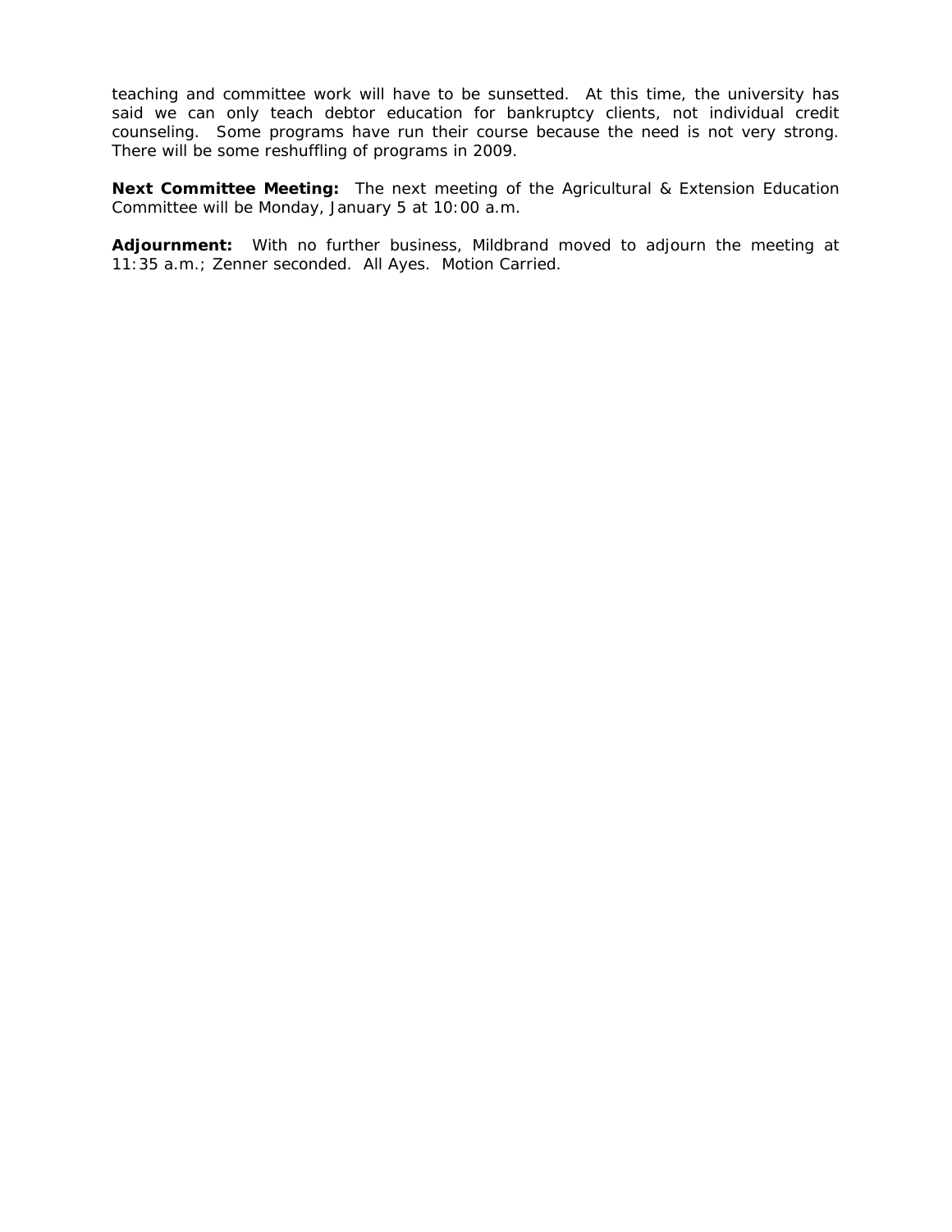teaching and committee work will have to be sunsetted. At this time, the university has said we can only teach debtor education for bankruptcy clients, not individual credit counseling. Some programs have run their course because the need is not very strong. There will be some reshuffling of programs in 2009.

**Next Committee Meeting:** The next meeting of the Agricultural & Extension Education Committee will be Monday, January 5 at 10:00 a.m.

**Adjournment:** With no further business, Mildbrand moved to adjourn the meeting at 11:35 a.m.; Zenner seconded. All Ayes. Motion Carried.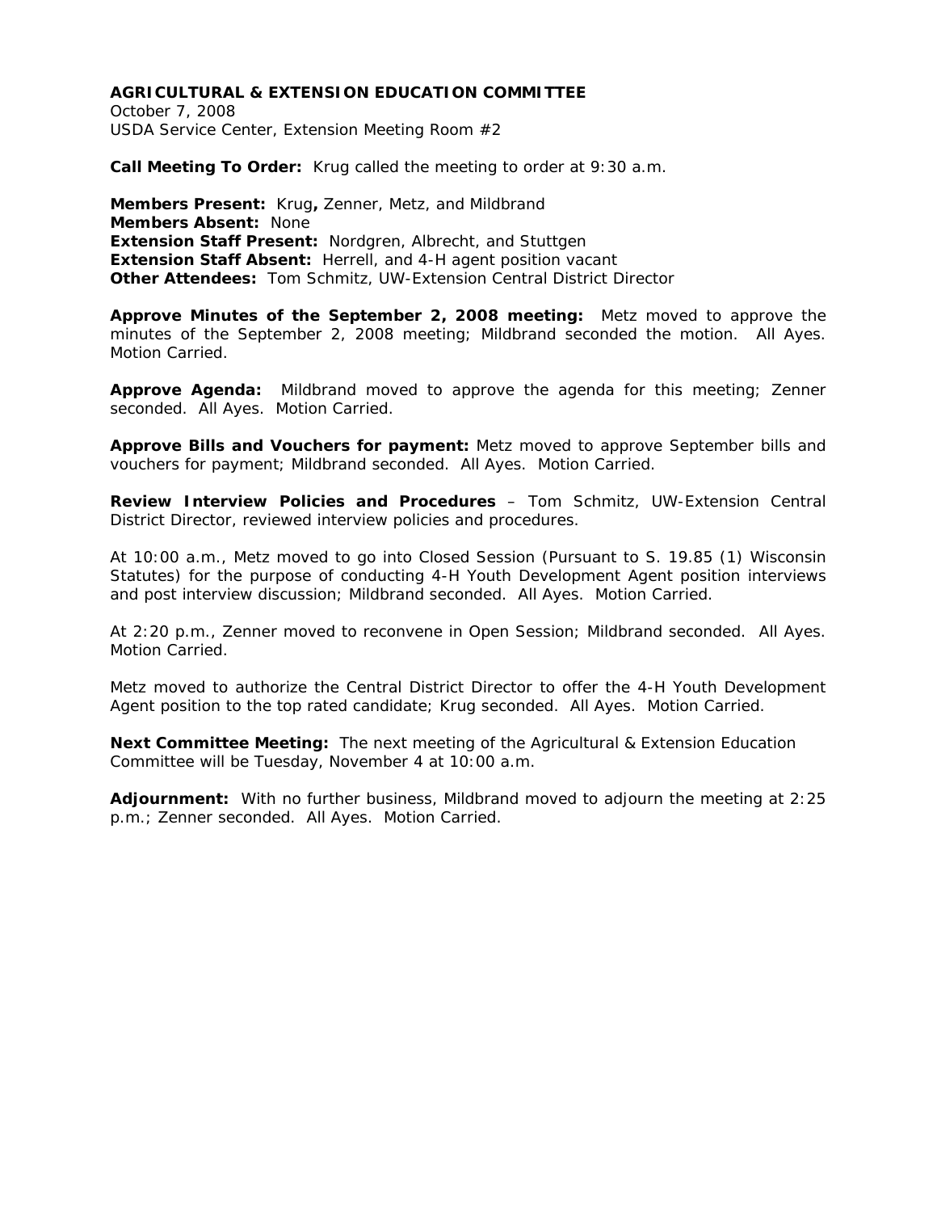**AGRICULTURAL & EXTENSION EDUCATION COMMITTEE**
October 7, 2008
USDA Service Center, Extension Meeting Room #2

**Call Meeting To Order:** Krug called the meeting to order at 9:30 a.m.

**Members Present:** Krug**,** Zenner, Metz, and Mildbrand
**Members Absent:** None
**Extension Staff Present:** Nordgren, Albrecht, and Stuttgen
**Extension Staff Absent:** Herrell, and 4-H agent position vacant
**Other Attendees:** Tom Schmitz, UW-Extension Central District Director

**Approve Minutes of the September 2, 2008 meeting:** Metz moved to approve the minutes of the September 2, 2008 meeting; Mildbrand seconded the motion. All Ayes. Motion Carried.

**Approve Agenda:** Mildbrand moved to approve the agenda for this meeting; Zenner seconded. All Ayes. Motion Carried.

**Approve Bills and Vouchers for payment:** Metz moved to approve September bills and vouchers for payment; Mildbrand seconded. All Ayes. Motion Carried.

**Review Interview Policies and Procedures** – Tom Schmitz, UW-Extension Central District Director, reviewed interview policies and procedures.

At 10:00 a.m., Metz moved to go into Closed Session (Pursuant to S. 19.85 (1) Wisconsin Statutes) for the purpose of conducting 4-H Youth Development Agent position interviews and post interview discussion; Mildbrand seconded. All Ayes. Motion Carried.

At 2:20 p.m., Zenner moved to reconvene in Open Session; Mildbrand seconded. All Ayes. Motion Carried.

Metz moved to authorize the Central District Director to offer the 4-H Youth Development Agent position to the top rated candidate; Krug seconded. All Ayes. Motion Carried.

**Next Committee Meeting:** The next meeting of the Agricultural & Extension Education Committee will be Tuesday, November 4 at 10:00 a.m.

**Adjournment:** With no further business, Mildbrand moved to adjourn the meeting at 2:25 p.m.; Zenner seconded. All Ayes. Motion Carried.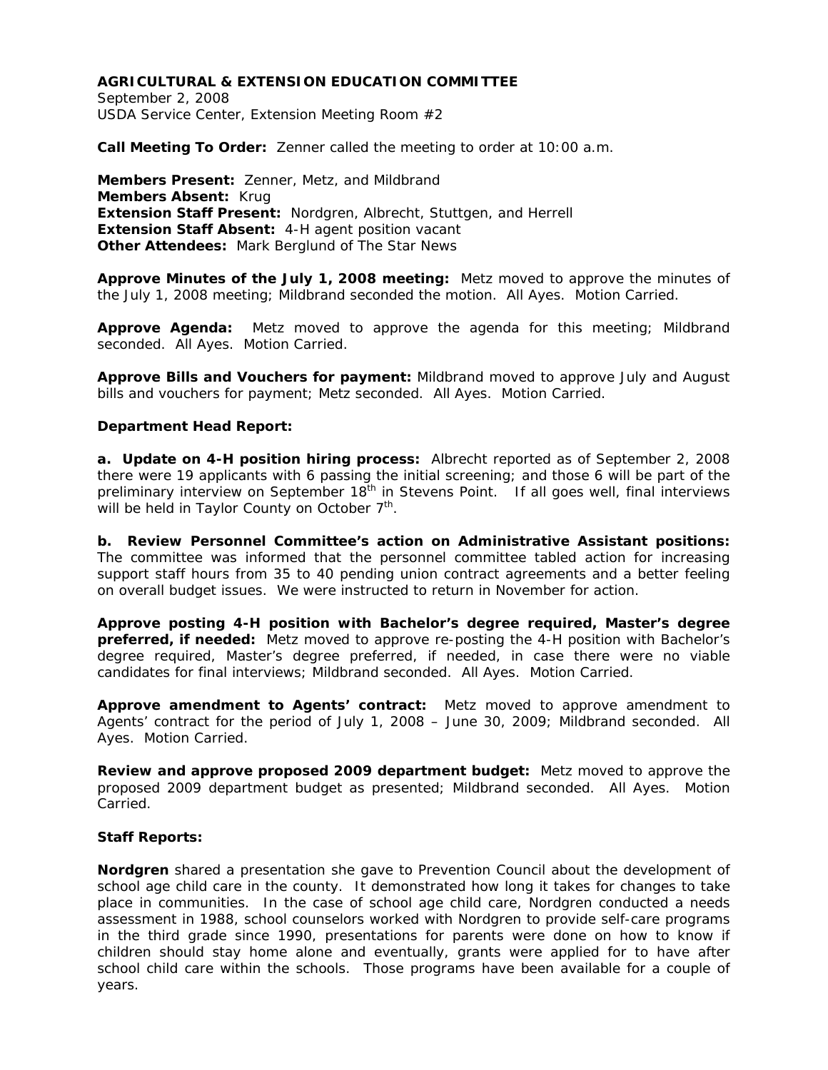**AGRICULTURAL & EXTENSION EDUCATION COMMITTEE**
September 2, 2008
USDA Service Center, Extension Meeting Room #2

**Call Meeting To Order:** Zenner called the meeting to order at 10:00 a.m.

**Members Present:** Zenner, Metz, and Mildbrand
**Members Absent:** Krug
**Extension Staff Present:** Nordgren, Albrecht, Stuttgen, and Herrell
**Extension Staff Absent:** 4-H agent position vacant
**Other Attendees:** Mark Berglund of The Star News

**Approve Minutes of the July 1, 2008 meeting:** Metz moved to approve the minutes of the July 1, 2008 meeting; Mildbrand seconded the motion. All Ayes. Motion Carried.

**Approve Agenda:** Metz moved to approve the agenda for this meeting; Mildbrand seconded. All Ayes. Motion Carried.

**Approve Bills and Vouchers for payment:** Mildbrand moved to approve July and August bills and vouchers for payment; Metz seconded. All Ayes. Motion Carried.

**Department Head Report:**

**a. Update on 4-H position hiring process:** Albrecht reported as of September 2, 2008 there were 19 applicants with 6 passing the initial screening; and those 6 will be part of the preliminary interview on September 18th in Stevens Point. If all goes well, final interviews will be held in Taylor County on October 7th.

**b. Review Personnel Committee's action on Administrative Assistant positions:** The committee was informed that the personnel committee tabled action for increasing support staff hours from 35 to 40 pending union contract agreements and a better feeling on overall budget issues. We were instructed to return in November for action.

**Approve posting 4-H position with Bachelor's degree required, Master's degree preferred, if needed:** Metz moved to approve re-posting the 4-H position with Bachelor's degree required, Master's degree preferred, if needed, in case there were no viable candidates for final interviews; Mildbrand seconded. All Ayes. Motion Carried.

**Approve amendment to Agents' contract:** Metz moved to approve amendment to Agents' contract for the period of July 1, 2008 – June 30, 2009; Mildbrand seconded. All Ayes. Motion Carried.

**Review and approve proposed 2009 department budget:** Metz moved to approve the proposed 2009 department budget as presented; Mildbrand seconded. All Ayes. Motion Carried.

**Staff Reports:**

**Nordgren** shared a presentation she gave to Prevention Council about the development of school age child care in the county. It demonstrated how long it takes for changes to take place in communities. In the case of school age child care, Nordgren conducted a needs assessment in 1988, school counselors worked with Nordgren to provide self-care programs in the third grade since 1990, presentations for parents were done on how to know if children should stay home alone and eventually, grants were applied for to have after school child care within the schools. Those programs have been available for a couple of years.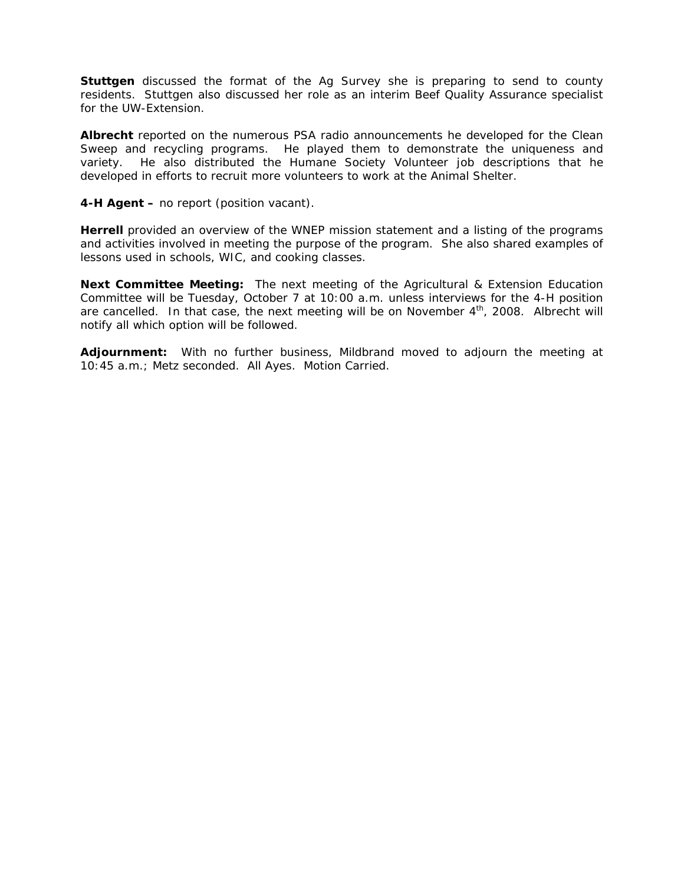**Stuttgen** discussed the format of the Ag Survey she is preparing to send to county residents. Stuttgen also discussed her role as an interim Beef Quality Assurance specialist for the UW-Extension.

**Albrecht** reported on the numerous PSA radio announcements he developed for the Clean Sweep and recycling programs. He played them to demonstrate the uniqueness and variety. He also distributed the Humane Society Volunteer job descriptions that he developed in efforts to recruit more volunteers to work at the Animal Shelter.

**4-H Agent –** no report (position vacant).

**Herrell** provided an overview of the WNEP mission statement and a listing of the programs and activities involved in meeting the purpose of the program. She also shared examples of lessons used in schools, WIC, and cooking classes.

**Next Committee Meeting:** The next meeting of the Agricultural & Extension Education Committee will be Tuesday, October 7 at 10:00 a.m. unless interviews for the 4-H position are cancelled. In that case, the next meeting will be on November 4th, 2008. Albrecht will notify all which option will be followed.

**Adjournment:** With no further business, Mildbrand moved to adjourn the meeting at 10:45 a.m.; Metz seconded. All Ayes. Motion Carried.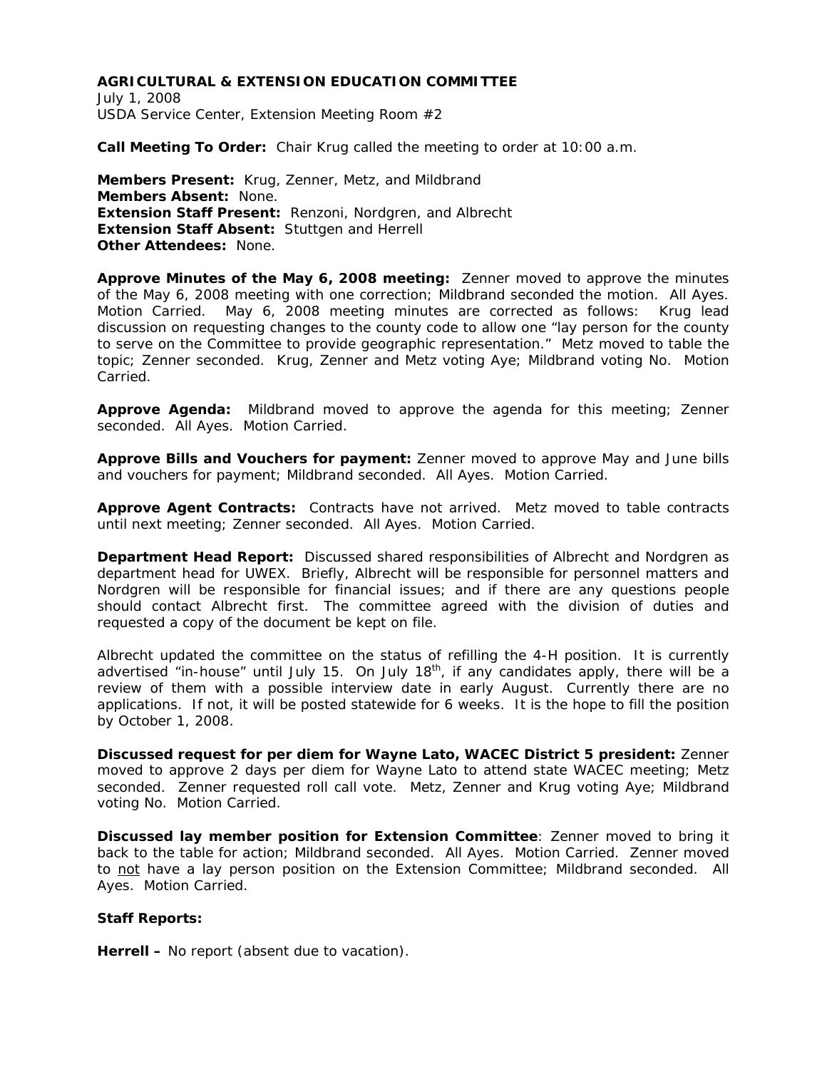**AGRICULTURAL & EXTENSION EDUCATION COMMITTEE**
July 1, 2008
USDA Service Center, Extension Meeting Room #2

**Call Meeting To Order:** Chair Krug called the meeting to order at 10:00 a.m.

**Members Present:** Krug, Zenner, Metz, and Mildbrand
**Members Absent:** None.
**Extension Staff Present:** Renzoni, Nordgren, and Albrecht
**Extension Staff Absent:** Stuttgen and Herrell
**Other Attendees:** None.

**Approve Minutes of the May 6, 2008 meeting:** Zenner moved to approve the minutes of the May 6, 2008 meeting with one correction; Mildbrand seconded the motion. All Ayes. Motion Carried. May 6, 2008 meeting minutes are corrected as follows: Krug lead discussion on requesting changes to the county code to allow one "lay person for the county to serve on the Committee to provide geographic representation." Metz moved to table the topic; Zenner seconded. Krug, Zenner and Metz voting Aye; Mildbrand voting No. Motion Carried.

**Approve Agenda:** Mildbrand moved to approve the agenda for this meeting; Zenner seconded. All Ayes. Motion Carried.

**Approve Bills and Vouchers for payment:** Zenner moved to approve May and June bills and vouchers for payment; Mildbrand seconded. All Ayes. Motion Carried.

**Approve Agent Contracts:** Contracts have not arrived. Metz moved to table contracts until next meeting; Zenner seconded. All Ayes. Motion Carried.

**Department Head Report:** Discussed shared responsibilities of Albrecht and Nordgren as department head for UWEX. Briefly, Albrecht will be responsible for personnel matters and Nordgren will be responsible for financial issues; and if there are any questions people should contact Albrecht first. The committee agreed with the division of duties and requested a copy of the document be kept on file.

Albrecht updated the committee on the status of refilling the 4-H position. It is currently advertised "in-house" until July 15. On July 18th, if any candidates apply, there will be a review of them with a possible interview date in early August. Currently there are no applications. If not, it will be posted statewide for 6 weeks. It is the hope to fill the position by October 1, 2008.

**Discussed request for per diem for Wayne Lato, WACEC District 5 president:** Zenner moved to approve 2 days per diem for Wayne Lato to attend state WACEC meeting; Metz seconded. Zenner requested roll call vote. Metz, Zenner and Krug voting Aye; Mildbrand voting No. Motion Carried.

**Discussed lay member position for Extension Committee**: Zenner moved to bring it back to the table for action; Mildbrand seconded. All Ayes. Motion Carried. Zenner moved to <u>not</u> have a lay person position on the Extension Committee; Mildbrand seconded. All Ayes. Motion Carried.

**Staff Reports:**

**Herrell –** No report (absent due to vacation).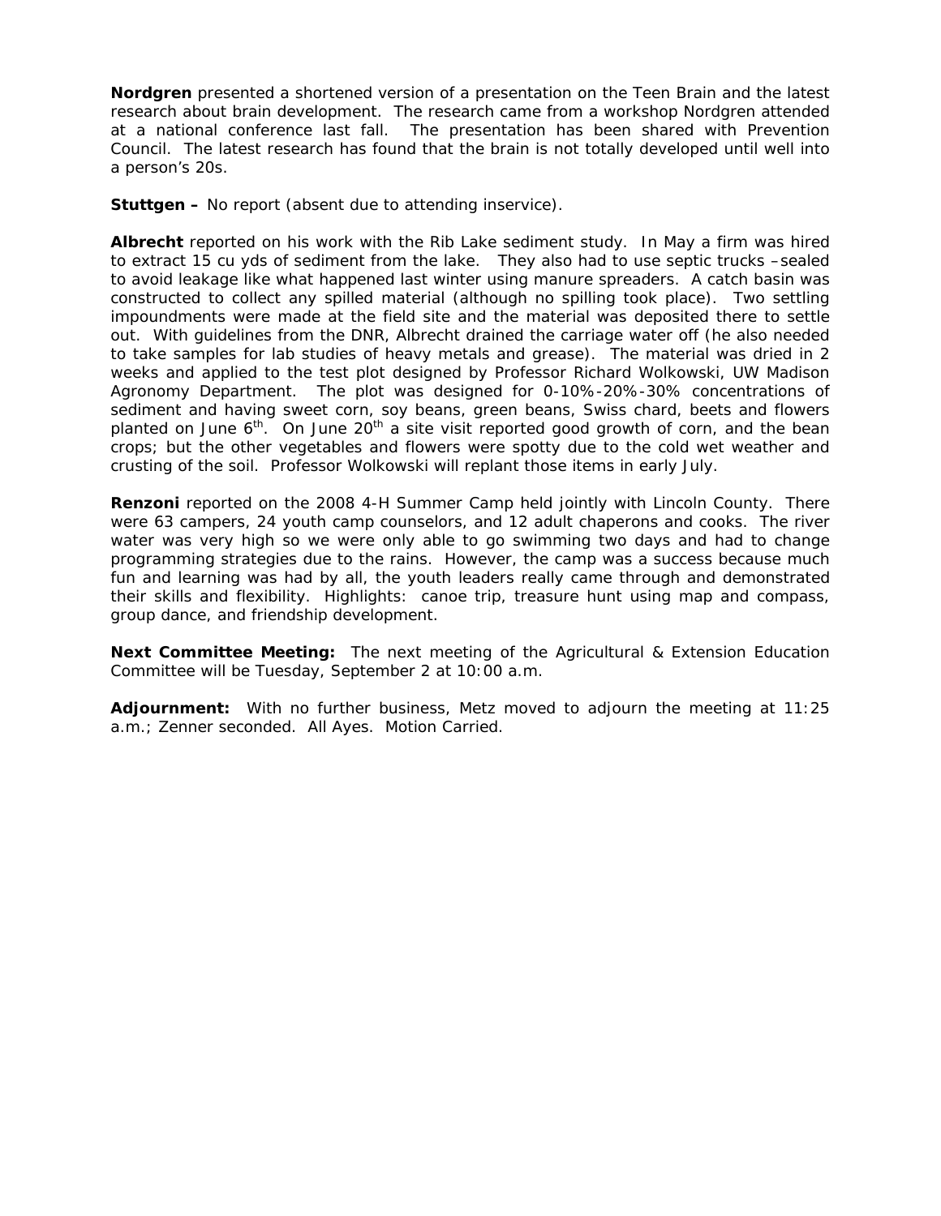**Nordgren** presented a shortened version of a presentation on the Teen Brain and the latest research about brain development. The research came from a workshop Nordgren attended at a national conference last fall. The presentation has been shared with Prevention Council. The latest research has found that the brain is not totally developed until well into a person's 20s.

**Stuttgen –** No report (absent due to attending inservice).

**Albrecht** reported on his work with the Rib Lake sediment study. In May a firm was hired to extract 15 cu yds of sediment from the lake. They also had to use septic trucks –sealed to avoid leakage like what happened last winter using manure spreaders. A catch basin was constructed to collect any spilled material (although no spilling took place). Two settling impoundments were made at the field site and the material was deposited there to settle out. With guidelines from the DNR, Albrecht drained the carriage water off (he also needed to take samples for lab studies of heavy metals and grease). The material was dried in 2 weeks and applied to the test plot designed by Professor Richard Wolkowski, UW Madison Agronomy Department. The plot was designed for 0-10%-20%-30% concentrations of sediment and having sweet corn, soy beans, green beans, Swiss chard, beets and flowers planted on June 6th. On June 20th a site visit reported good growth of corn, and the bean crops; but the other vegetables and flowers were spotty due to the cold wet weather and crusting of the soil. Professor Wolkowski will replant those items in early July.

**Renzoni** reported on the 2008 4-H Summer Camp held jointly with Lincoln County. There were 63 campers, 24 youth camp counselors, and 12 adult chaperons and cooks. The river water was very high so we were only able to go swimming two days and had to change programming strategies due to the rains. However, the camp was a success because much fun and learning was had by all, the youth leaders really came through and demonstrated their skills and flexibility. Highlights: canoe trip, treasure hunt using map and compass, group dance, and friendship development.

**Next Committee Meeting:** The next meeting of the Agricultural & Extension Education Committee will be Tuesday, September 2 at 10:00 a.m.

**Adjournment:** With no further business, Metz moved to adjourn the meeting at 11:25 a.m.; Zenner seconded. All Ayes. Motion Carried.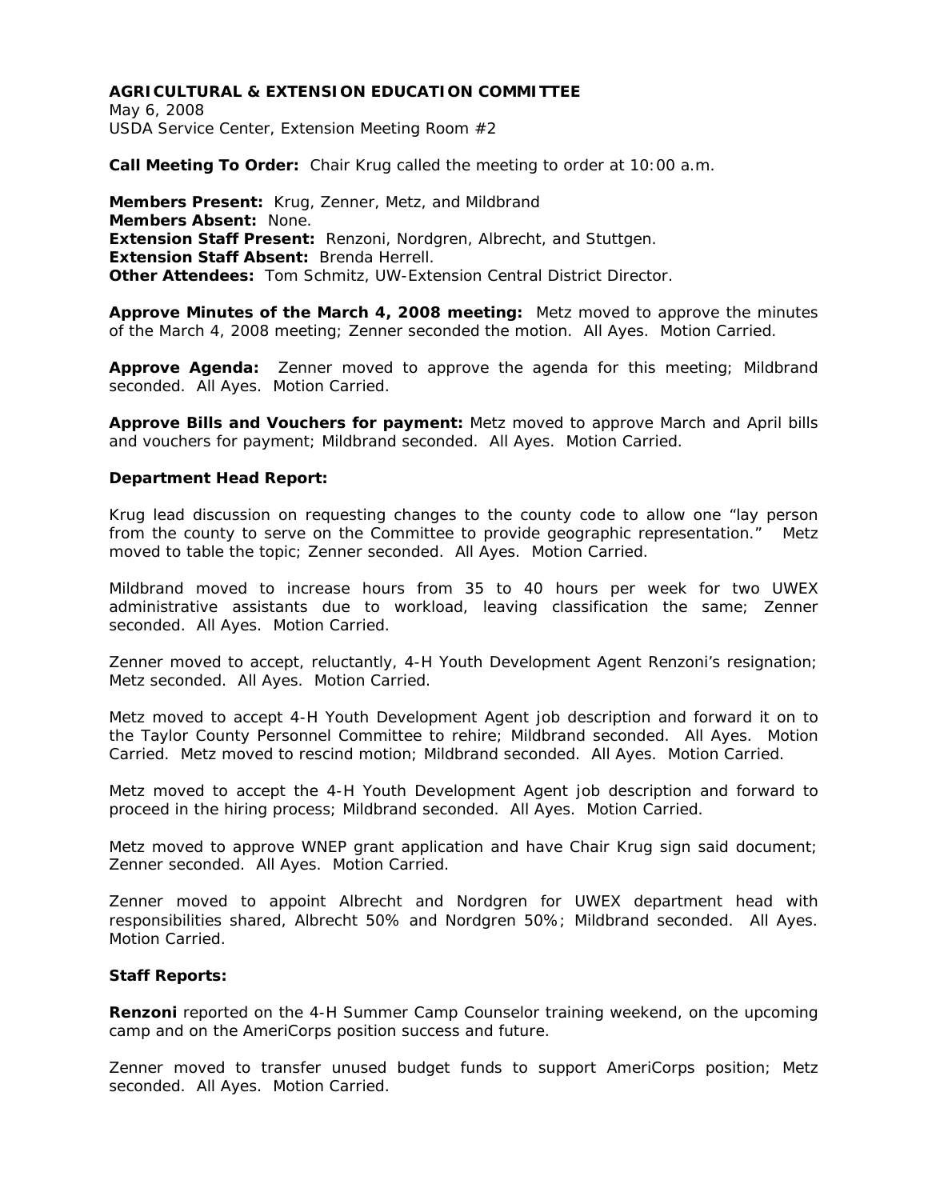**AGRICULTURAL & EXTENSION EDUCATION COMMITTEE**
May 6, 2008
USDA Service Center, Extension Meeting Room #2

**Call Meeting To Order:** Chair Krug called the meeting to order at 10:00 a.m.

**Members Present:** Krug, Zenner, Metz, and Mildbrand
**Members Absent:** None.
**Extension Staff Present:** Renzoni, Nordgren, Albrecht, and Stuttgen.
**Extension Staff Absent:** Brenda Herrell.
**Other Attendees:** Tom Schmitz, UW-Extension Central District Director.

**Approve Minutes of the March 4, 2008 meeting:** Metz moved to approve the minutes of the March 4, 2008 meeting; Zenner seconded the motion. All Ayes. Motion Carried.

**Approve Agenda:** Zenner moved to approve the agenda for this meeting; Mildbrand seconded. All Ayes. Motion Carried.

**Approve Bills and Vouchers for payment:** Metz moved to approve March and April bills and vouchers for payment; Mildbrand seconded. All Ayes. Motion Carried.

**Department Head Report:**

Krug lead discussion on requesting changes to the county code to allow one "lay person from the county to serve on the Committee to provide geographic representation." Metz moved to table the topic; Zenner seconded. All Ayes. Motion Carried.

Mildbrand moved to increase hours from 35 to 40 hours per week for two UWEX administrative assistants due to workload, leaving classification the same; Zenner seconded. All Ayes. Motion Carried.

Zenner moved to accept, reluctantly, 4-H Youth Development Agent Renzoni's resignation; Metz seconded. All Ayes. Motion Carried.

Metz moved to accept 4-H Youth Development Agent job description and forward it on to the Taylor County Personnel Committee to rehire; Mildbrand seconded. All Ayes. Motion Carried. Metz moved to rescind motion; Mildbrand seconded. All Ayes. Motion Carried.

Metz moved to accept the 4-H Youth Development Agent job description and forward to proceed in the hiring process; Mildbrand seconded. All Ayes. Motion Carried.

Metz moved to approve WNEP grant application and have Chair Krug sign said document; Zenner seconded. All Ayes. Motion Carried.

Zenner moved to appoint Albrecht and Nordgren for UWEX department head with responsibilities shared, Albrecht 50% and Nordgren 50%; Mildbrand seconded. All Ayes. Motion Carried.

**Staff Reports:**

**Renzoni** reported on the 4-H Summer Camp Counselor training weekend, on the upcoming camp and on the AmeriCorps position success and future.

Zenner moved to transfer unused budget funds to support AmeriCorps position; Metz seconded. All Ayes. Motion Carried.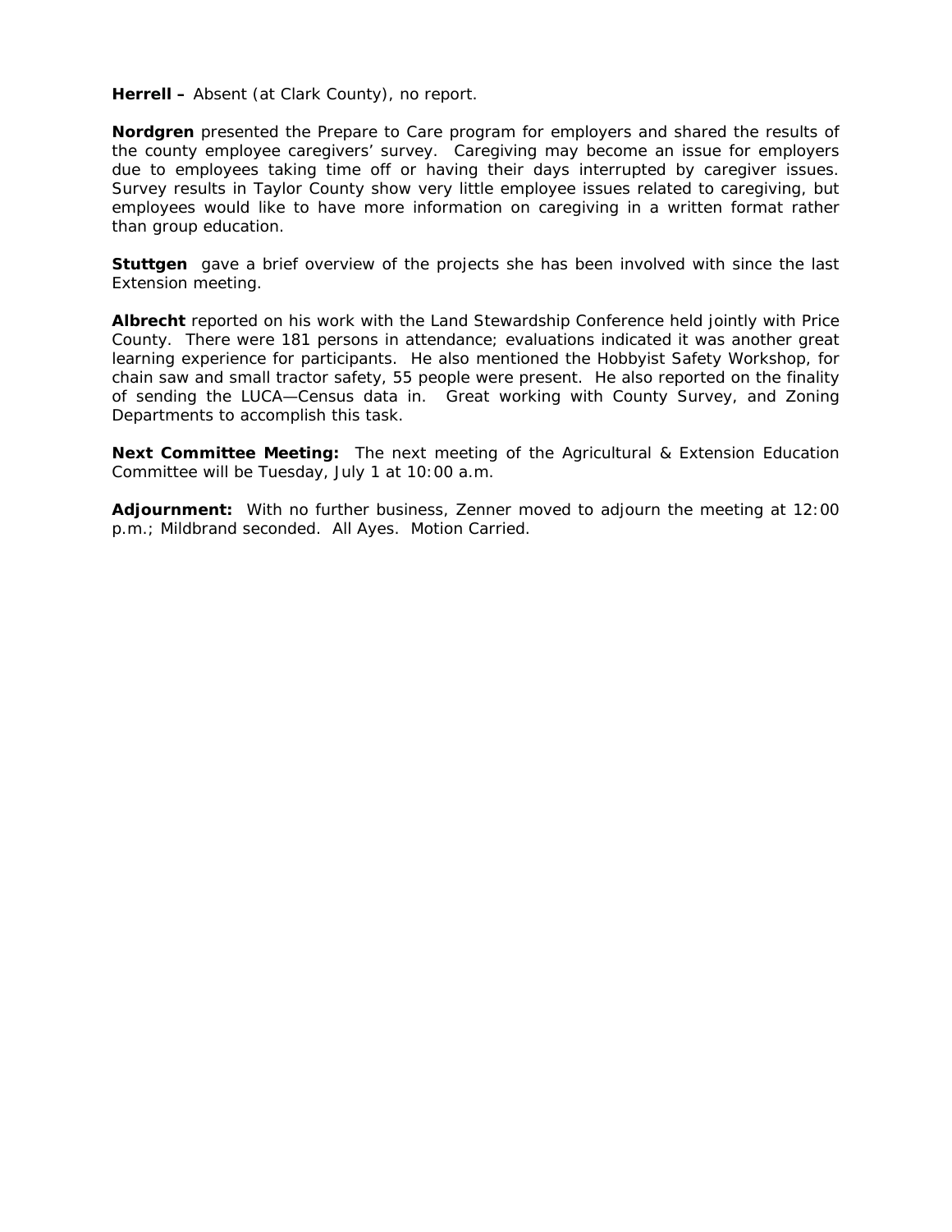**Herrell –** Absent (at Clark County), no report.

**Nordgren** presented the Prepare to Care program for employers and shared the results of the county employee caregivers' survey. Caregiving may become an issue for employers due to employees taking time off or having their days interrupted by caregiver issues. Survey results in Taylor County show very little employee issues related to caregiving, but employees would like to have more information on caregiving in a written format rather than group education.

**Stuttgen** gave a brief overview of the projects she has been involved with since the last Extension meeting.

**Albrecht** reported on his work with the Land Stewardship Conference held jointly with Price County. There were 181 persons in attendance; evaluations indicated it was another great learning experience for participants. He also mentioned the Hobbyist Safety Workshop, for chain saw and small tractor safety, 55 people were present. He also reported on the finality of sending the LUCA—Census data in. Great working with County Survey, and Zoning Departments to accomplish this task.

**Next Committee Meeting:** The next meeting of the Agricultural & Extension Education Committee will be Tuesday, July 1 at 10:00 a.m.

**Adjournment:** With no further business, Zenner moved to adjourn the meeting at 12:00 p.m.; Mildbrand seconded. All Ayes. Motion Carried.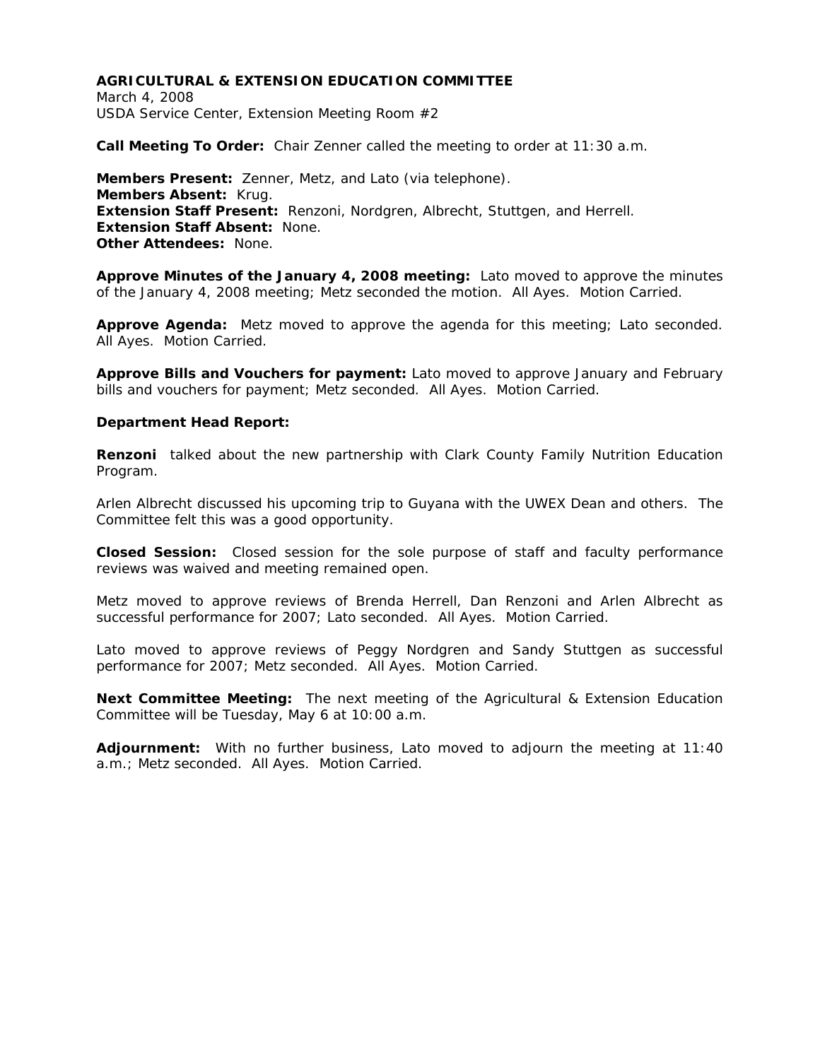**AGRICULTURAL & EXTENSION EDUCATION COMMITTEE**
March 4, 2008
USDA Service Center, Extension Meeting Room #2

**Call Meeting To Order:** Chair Zenner called the meeting to order at 11:30 a.m.

**Members Present:** Zenner, Metz, and Lato (via telephone).
**Members Absent:** Krug.
**Extension Staff Present:** Renzoni, Nordgren, Albrecht, Stuttgen, and Herrell.
**Extension Staff Absent:** None.
**Other Attendees:** None.

**Approve Minutes of the January 4, 2008 meeting:** Lato moved to approve the minutes of the January 4, 2008 meeting; Metz seconded the motion. All Ayes. Motion Carried.

**Approve Agenda:** Metz moved to approve the agenda for this meeting; Lato seconded. All Ayes. Motion Carried.

**Approve Bills and Vouchers for payment:** Lato moved to approve January and February bills and vouchers for payment; Metz seconded. All Ayes. Motion Carried.

**Department Head Report:**

**Renzoni** talked about the new partnership with Clark County Family Nutrition Education Program.

Arlen Albrecht discussed his upcoming trip to Guyana with the UWEX Dean and others. The Committee felt this was a good opportunity.

**Closed Session:** Closed session for the sole purpose of staff and faculty performance reviews was waived and meeting remained open.

Metz moved to approve reviews of Brenda Herrell, Dan Renzoni and Arlen Albrecht as successful performance for 2007; Lato seconded. All Ayes. Motion Carried.

Lato moved to approve reviews of Peggy Nordgren and Sandy Stuttgen as successful performance for 2007; Metz seconded. All Ayes. Motion Carried.

**Next Committee Meeting:** The next meeting of the Agricultural & Extension Education Committee will be Tuesday, May 6 at 10:00 a.m.

**Adjournment:** With no further business, Lato moved to adjourn the meeting at 11:40 a.m.; Metz seconded. All Ayes. Motion Carried.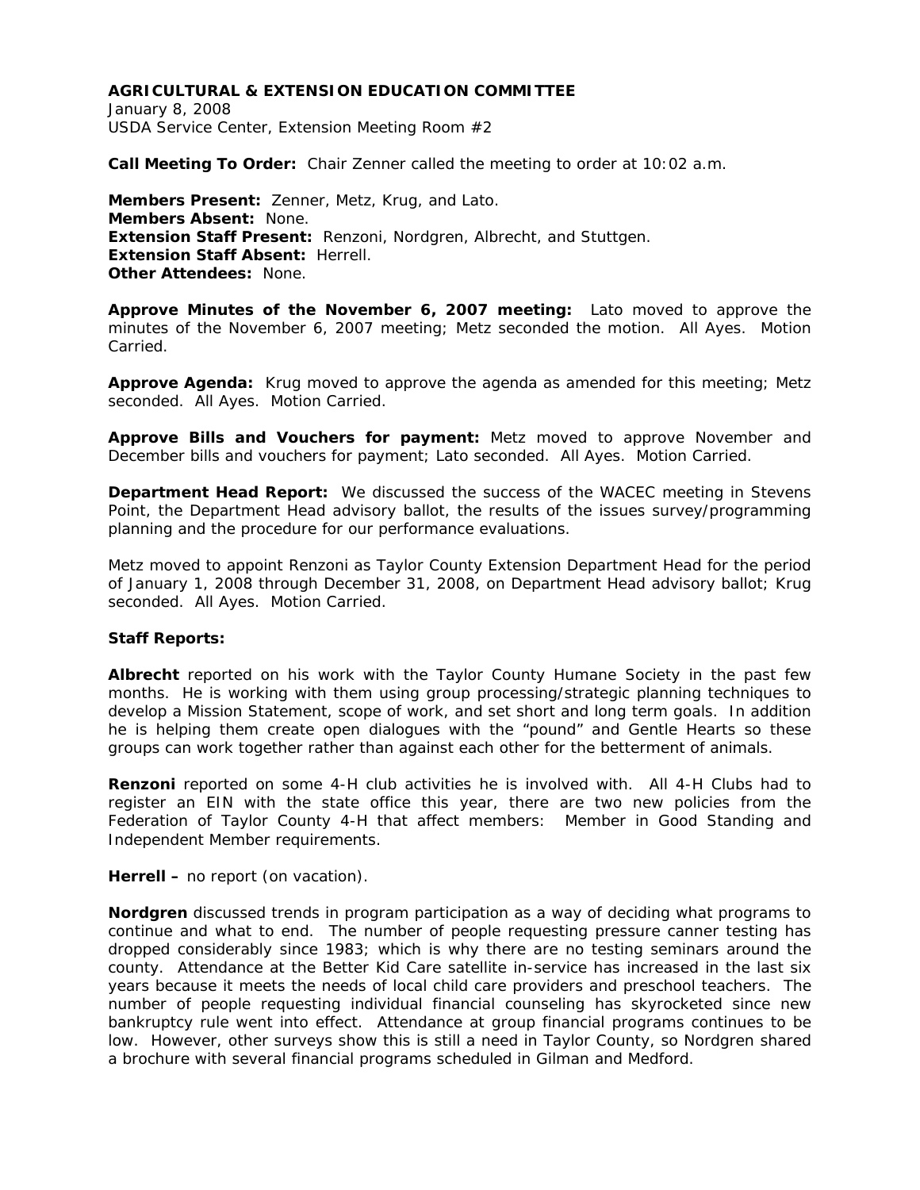**AGRICULTURAL & EXTENSION EDUCATION COMMITTEE**
January 8, 2008
USDA Service Center, Extension Meeting Room #2

**Call Meeting To Order:** Chair Zenner called the meeting to order at 10:02 a.m.

**Members Present:** Zenner, Metz, Krug, and Lato.
**Members Absent:** None.
**Extension Staff Present:** Renzoni, Nordgren, Albrecht, and Stuttgen.
**Extension Staff Absent:** Herrell.
**Other Attendees:** None.

**Approve Minutes of the November 6, 2007 meeting:** Lato moved to approve the minutes of the November 6, 2007 meeting; Metz seconded the motion. All Ayes. Motion Carried.

**Approve Agenda:** Krug moved to approve the agenda as amended for this meeting; Metz seconded. All Ayes. Motion Carried.

**Approve Bills and Vouchers for payment:** Metz moved to approve November and December bills and vouchers for payment; Lato seconded. All Ayes. Motion Carried.

**Department Head Report:** We discussed the success of the WACEC meeting in Stevens Point, the Department Head advisory ballot, the results of the issues survey/programming planning and the procedure for our performance evaluations.

Metz moved to appoint Renzoni as Taylor County Extension Department Head for the period of January 1, 2008 through December 31, 2008, on Department Head advisory ballot; Krug seconded. All Ayes. Motion Carried.

**Staff Reports:**

**Albrecht** reported on his work with the Taylor County Humane Society in the past few months. He is working with them using group processing/strategic planning techniques to develop a Mission Statement, scope of work, and set short and long term goals. In addition he is helping them create open dialogues with the "pound" and Gentle Hearts so these groups can work together rather than against each other for the betterment of animals.

**Renzoni** reported on some 4-H club activities he is involved with. All 4-H Clubs had to register an EIN with the state office this year, there are two new policies from the Federation of Taylor County 4-H that affect members: Member in Good Standing and Independent Member requirements.

**Herrell –** no report (on vacation).

**Nordgren** discussed trends in program participation as a way of deciding what programs to continue and what to end. The number of people requesting pressure canner testing has dropped considerably since 1983; which is why there are no testing seminars around the county. Attendance at the Better Kid Care satellite in-service has increased in the last six years because it meets the needs of local child care providers and preschool teachers. The number of people requesting individual financial counseling has skyrocketed since new bankruptcy rule went into effect. Attendance at group financial programs continues to be low. However, other surveys show this is still a need in Taylor County, so Nordgren shared a brochure with several financial programs scheduled in Gilman and Medford.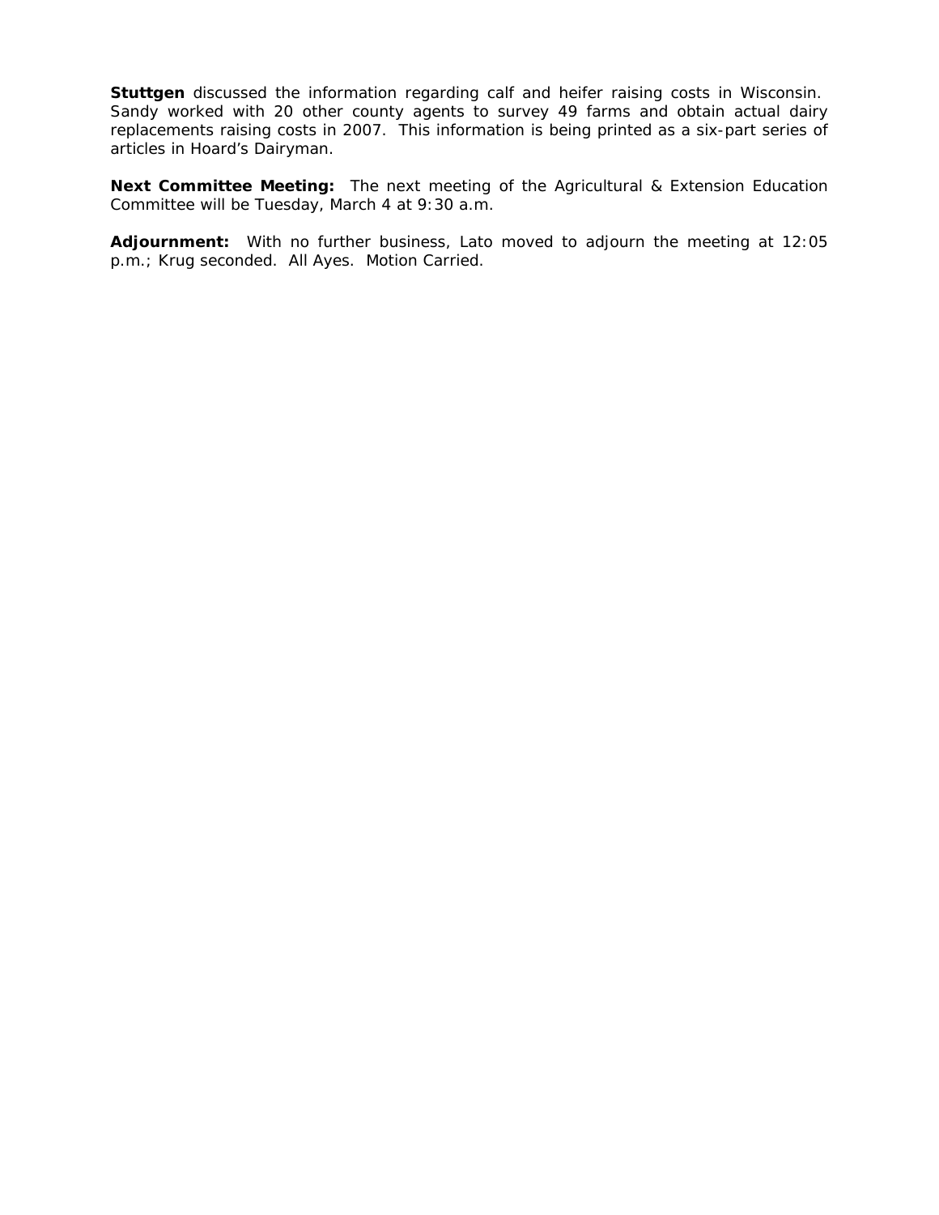**Stuttgen** discussed the information regarding calf and heifer raising costs in Wisconsin. Sandy worked with 20 other county agents to survey 49 farms and obtain actual dairy replacements raising costs in 2007. This information is being printed as a six-part series of articles in Hoard's Dairyman.

**Next Committee Meeting:** The next meeting of the Agricultural & Extension Education Committee will be Tuesday, March 4 at 9:30 a.m.

**Adjournment:** With no further business, Lato moved to adjourn the meeting at 12:05 p.m.; Krug seconded. All Ayes. Motion Carried.